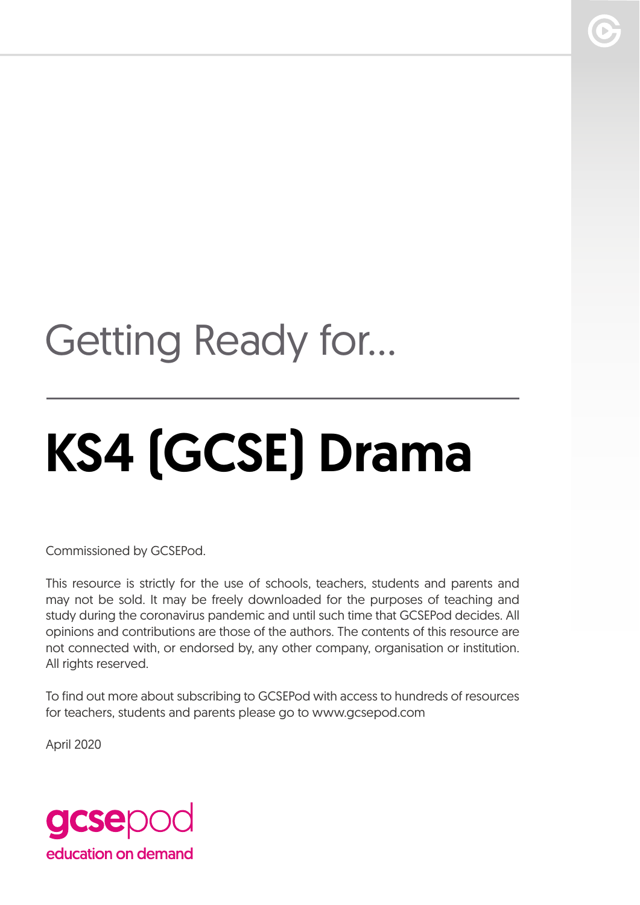Getting Ready for...

# KS4 (GCSE) Drama

Commissioned by GCSEPod.

This resource is strictly for the use of schools, teachers, students and parents and may not be sold. It may be freely downloaded for the purposes of teaching and study during the coronavirus pandemic and until such time that GCSEPod decides. All opinions and contributions are those of the authors. The contents of this resource are not connected with, or endorsed by, any other company, organisation or institution. All rights reserved.

To find out more about subscribing to GCSEPod with access to hundreds of resources for teachers, students and parents please go to www.gcsepod.com

April 2020

gcsepod
education on demand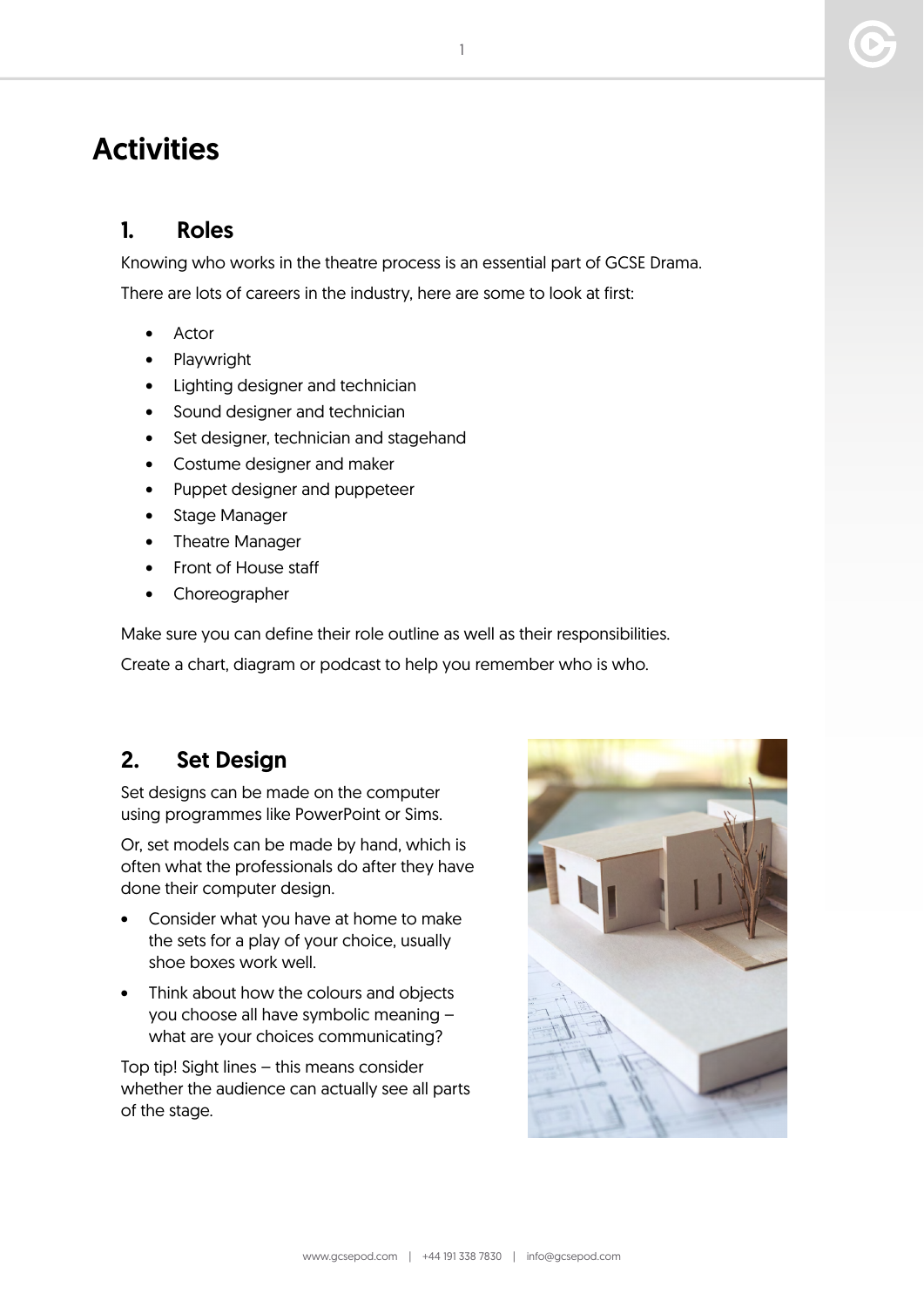# Activities

## 1. Roles

Knowing who works in the theatre process is an essential part of GCSE Drama.

There are lots of careers in the industry, here are some to look at first:

- Actor
- Playwright
- Lighting designer and technician
- Sound designer and technician
- Set designer, technician and stagehand
- Costume designer and maker
- Puppet designer and puppeteer
- Stage Manager
- Theatre Manager
- Front of House staff
- Choreographer

Make sure you can define their role outline as well as their responsibilities.

Create a chart, diagram or podcast to help you remember who is who.

## 2. Set Design

Set designs can be made on the computer using programmes like PowerPoint or Sims.

Or, set models can be made by hand, which is often what the professionals do after they have done their computer design.

- Consider what you have at home to make the sets for a play of your choice, usually shoe boxes work well.
- Think about how the colours and objects you choose all have symbolic meaning – what are your choices communicating?

Top tip! Sight lines – this means consider whether the audience can actually see all parts of the stage.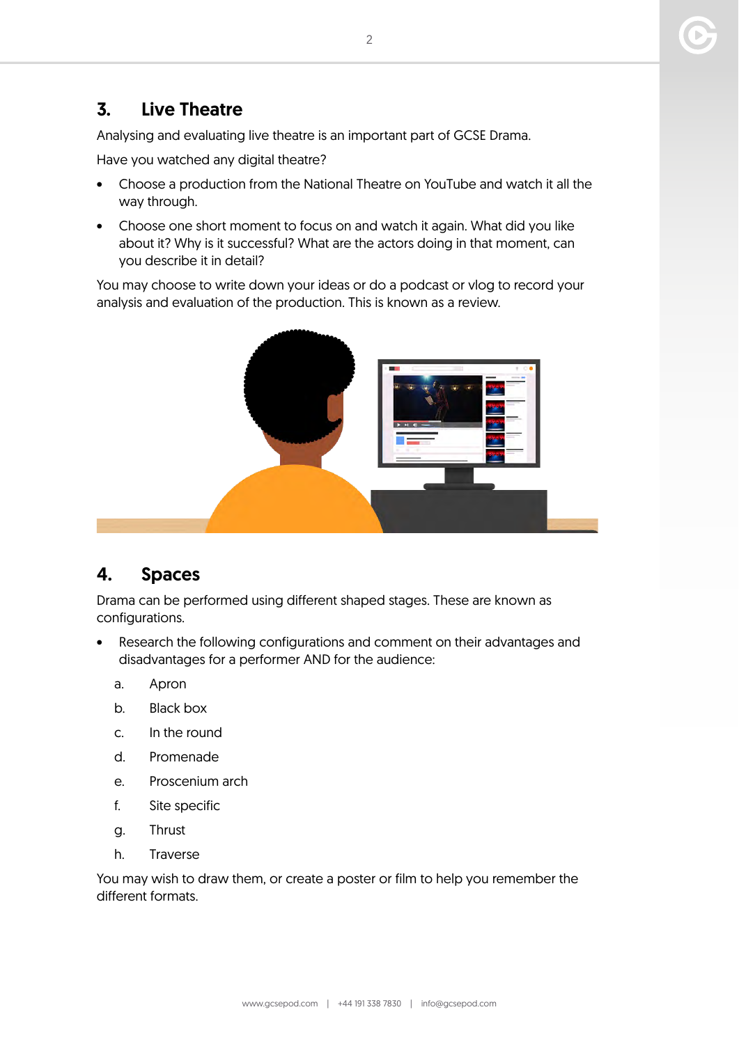## 3. Live Theatre

Analysing and evaluating live theatre is an important part of GCSE Drama.

Have you watched any digital theatre?

- Choose a production from the National Theatre on YouTube and watch it all the way through.
- Choose one short moment to focus on and watch it again. What did you like about it? Why is it successful? What are the actors doing in that moment, can you describe it in detail?

You may choose to write down your ideas or do a podcast or vlog to record your analysis and evaluation of the production. This is known as a review.

## 4. Spaces

Drama can be performed using different shaped stages. These are known as configurations.

- Research the following configurations and comment on their advantages and disadvantages for a performer AND for the audience:

  a. Apron
  b. Black box
  c. In the round
  d. Promenade
  e. Proscenium arch
  f. Site specific
  g. Thrust
  h. Traverse

You may wish to draw them, or create a poster or film to help you remember the different formats.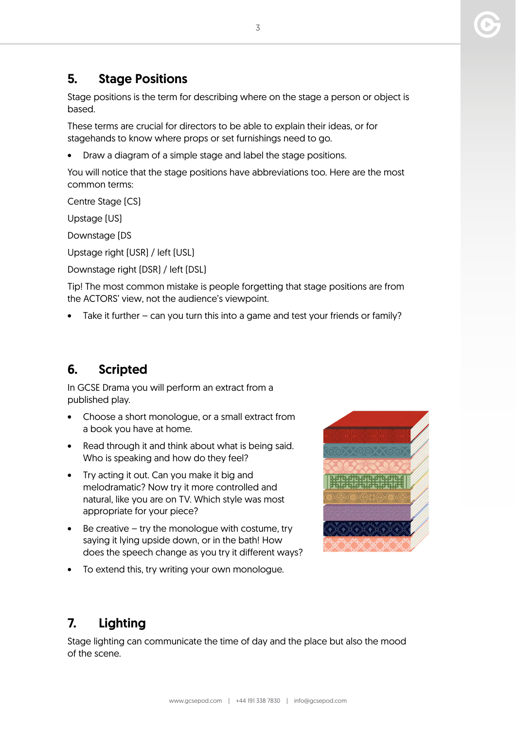## 5. Stage Positions

Stage positions is the term for describing where on the stage a person or object is based.

These terms are crucial for directors to be able to explain their ideas, or for stagehands to know where props or set furnishings need to go.

- Draw a diagram of a simple stage and label the stage positions.

You will notice that the stage positions have abbreviations too. Here are the most common terms:

Centre Stage (CS)

Upstage (US)

Downstage (DS

Upstage right (USR) / left (USL)

Downstage right (DSR) / left (DSL)

Tip! The most common mistake is people forgetting that stage positions are from the ACTORS' view, not the audience's viewpoint.

- Take it further – can you turn this into a game and test your friends or family?

## 6. Scripted

In GCSE Drama you will perform an extract from a published play.

- Choose a short monologue, or a small extract from a book you have at home.
- Read through it and think about what is being said. Who is speaking and how do they feel?
- Try acting it out. Can you make it big and melodramatic? Now try it more controlled and natural, like you are on TV. Which style was most appropriate for your piece?
- Be creative – try the monologue with costume, try saying it lying upside down, or in the bath! How does the speech change as you try it different ways?
- To extend this, try writing your own monologue.

## 7. Lighting

Stage lighting can communicate the time of day and the place but also the mood of the scene.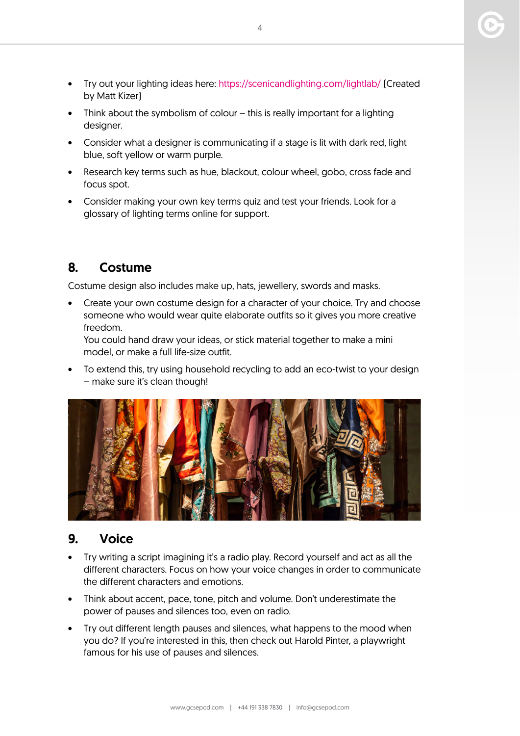- Try out your lighting ideas here: https://scenicandlighting.com/lightlab/ (Created by Matt Kizer)
- Think about the symbolism of colour – this is really important for a lighting designer.
- Consider what a designer is communicating if a stage is lit with dark red, light blue, soft yellow or warm purple.
- Research key terms such as hue, blackout, colour wheel, gobo, cross fade and focus spot.
- Consider making your own key terms quiz and test your friends. Look for a glossary of lighting terms online for support.

## 8. Costume

Costume design also includes make up, hats, jewellery, swords and masks.

- Create your own costume design for a character of your choice. Try and choose someone who would wear quite elaborate outfits so it gives you more creative freedom.
  You could hand draw your ideas, or stick material together to make a mini model, or make a full life-size outfit.
- To extend this, try using household recycling to add an eco-twist to your design – make sure it's clean though!

## 9. Voice

- Try writing a script imagining it's a radio play. Record yourself and act as all the different characters. Focus on how your voice changes in order to communicate the different characters and emotions.
- Think about accent, pace, tone, pitch and volume. Don't underestimate the power of pauses and silences too, even on radio.
- Try out different length pauses and silences, what happens to the mood when you do? If you're interested in this, then check out Harold Pinter, a playwright famous for his use of pauses and silences.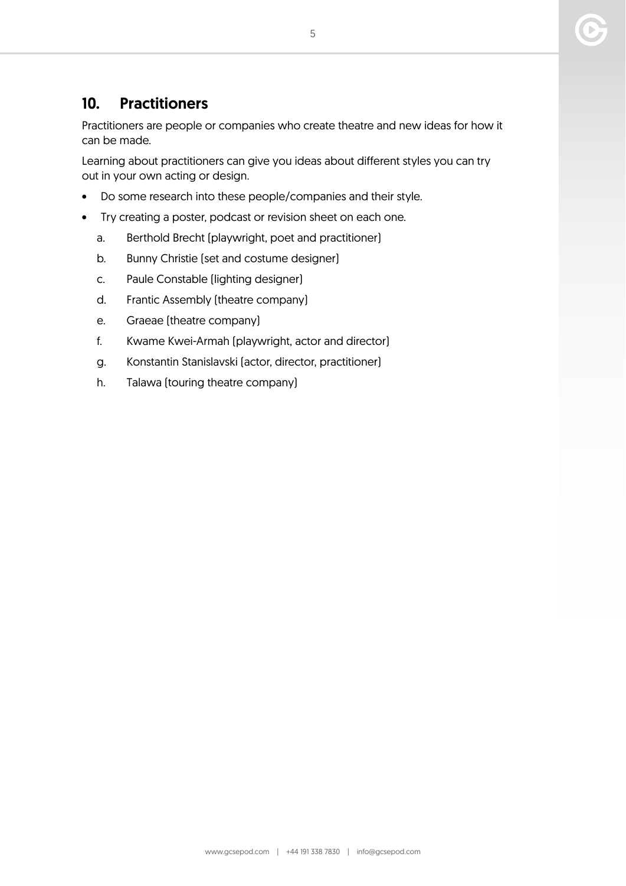## 10. Practitioners

Practitioners are people or companies who create theatre and new ideas for how it can be made.

Learning about practitioners can give you ideas about different styles you can try out in your own acting or design.

- Do some research into these people/companies and their style.
- Try creating a poster, podcast or revision sheet on each one.
    a. Berthold Brecht (playwright, poet and practitioner)
    b. Bunny Christie (set and costume designer)
    c. Paule Constable (lighting designer)
    d. Frantic Assembly (theatre company)
    e. Graeae (theatre company)
    f. Kwame Kwei-Armah (playwright, actor and director)
    g. Konstantin Stanislavski (actor, director, practitioner)
    h. Talawa (touring theatre company)